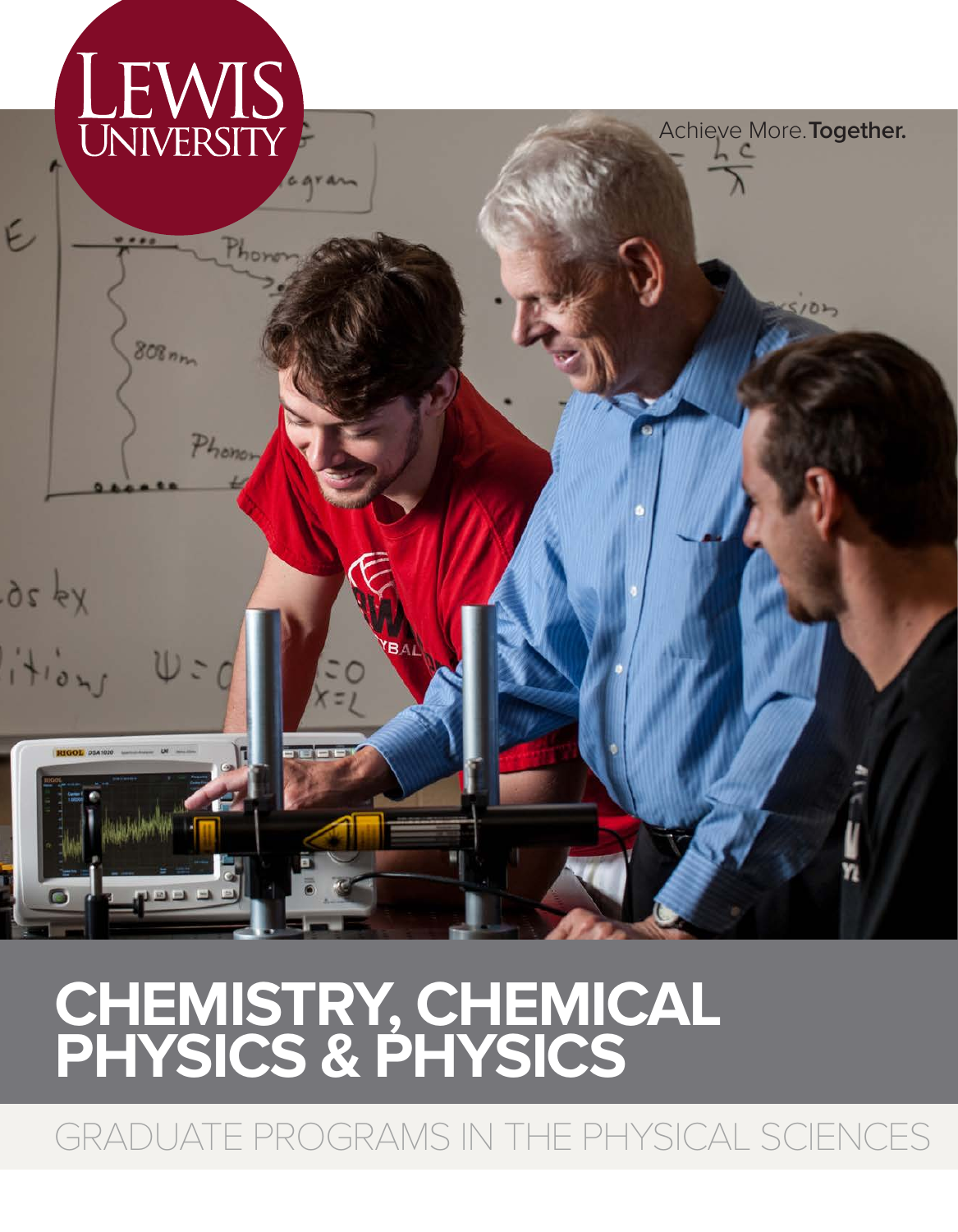LEWIS UNIVERSITY

Achieve More. **Together.**

# CHEMISTRY, CHEMICAL PHYSICS & PHYSICS

## GRADUATE PROGRAMS IN THE PHYSICAL SCIENCES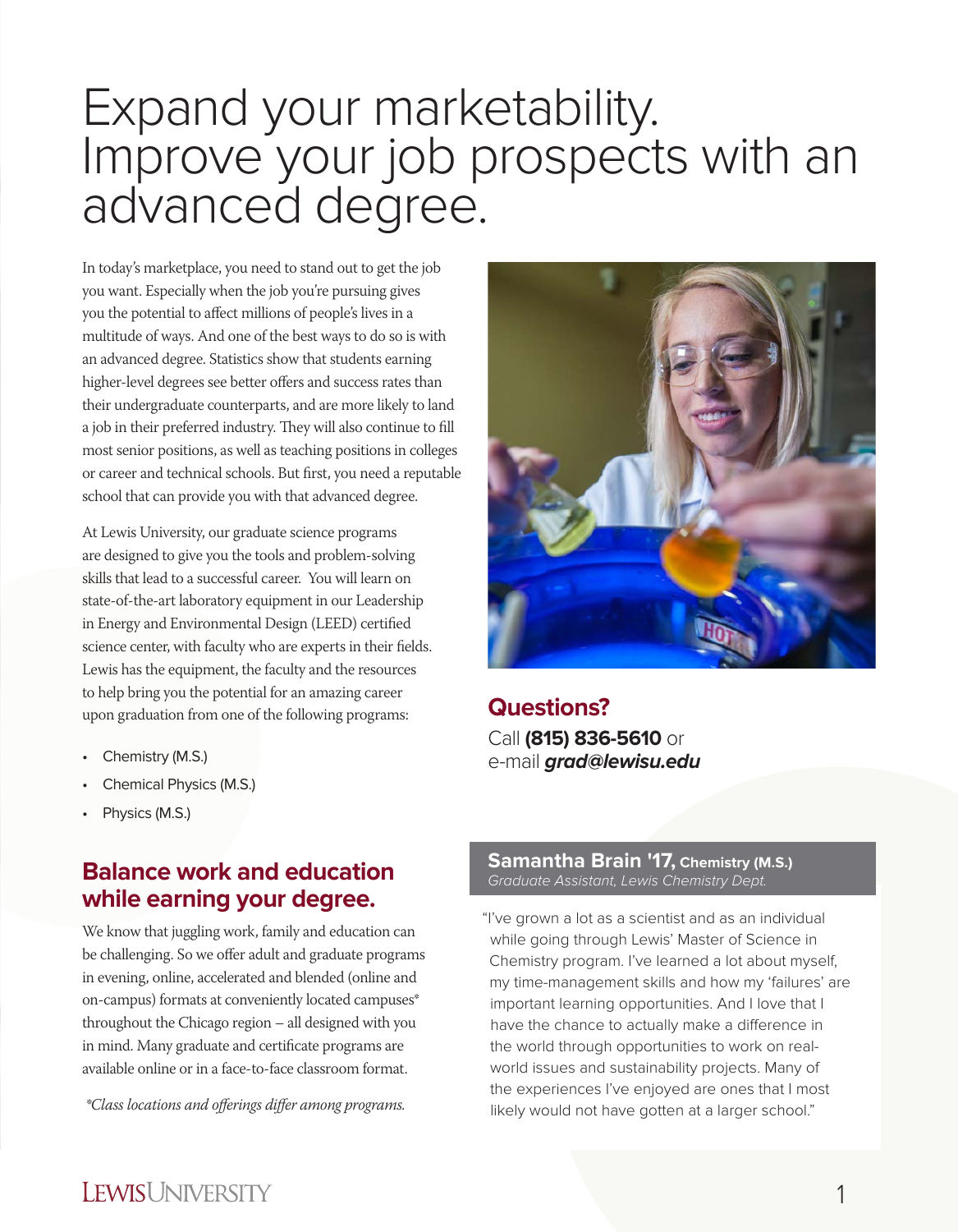# Expand your marketability. Improve your job prospects with an advanced degree.

In today's marketplace, you need to stand out to get the job you want. Especially when the job you're pursuing gives you the potential to affect millions of people's lives in a multitude of ways. And one of the best ways to do so is with an advanced degree. Statistics show that students earning higher-level degrees see better offers and success rates than their undergraduate counterparts, and are more likely to land a job in their preferred industry. They will also continue to fill most senior positions, as well as teaching positions in colleges or career and technical schools. But first, you need a reputable school that can provide you with that advanced degree.

At Lewis University, our graduate science programs are designed to give you the tools and problem-solving skills that lead to a successful career. You will learn on state-of-the-art laboratory equipment in our Leadership in Energy and Environmental Design (LEED) certified science center, with faculty who are experts in their fields. Lewis has the equipment, the faculty and the resources to help bring you the potential for an amazing career upon graduation from one of the following programs:

- Chemistry (M.S.)
- Chemical Physics (M.S.)
- Physics (M.S.)

## Balance work and education while earning your degree.

We know that juggling work, family and education can be challenging. So we offer adult and graduate programs in evening, online, accelerated and blended (online and on-campus) formats at conveniently located campuses* throughout the Chicago region – all designed with you in mind. Many graduate and certificate programs are available online or in a face-to-face classroom format.

*\*Class locations and offerings differ among programs.*

## Questions?

Call **(815) 836-5610** or e-mail ***grad@lewisu.edu***

**Samantha Brain '17, Chemistry (M.S.)**
*Graduate Assistant, Lewis Chemistry Dept.*

"I've grown a lot as a scientist and as an individual while going through Lewis' Master of Science in Chemistry program. I've learned a lot about myself, my time-management skills and how my 'failures' are important learning opportunities. And I love that I have the chance to actually make a difference in the world through opportunities to work on real-world issues and sustainability projects. Many of the experiences I've enjoyed are ones that I most likely would not have gotten at a larger school."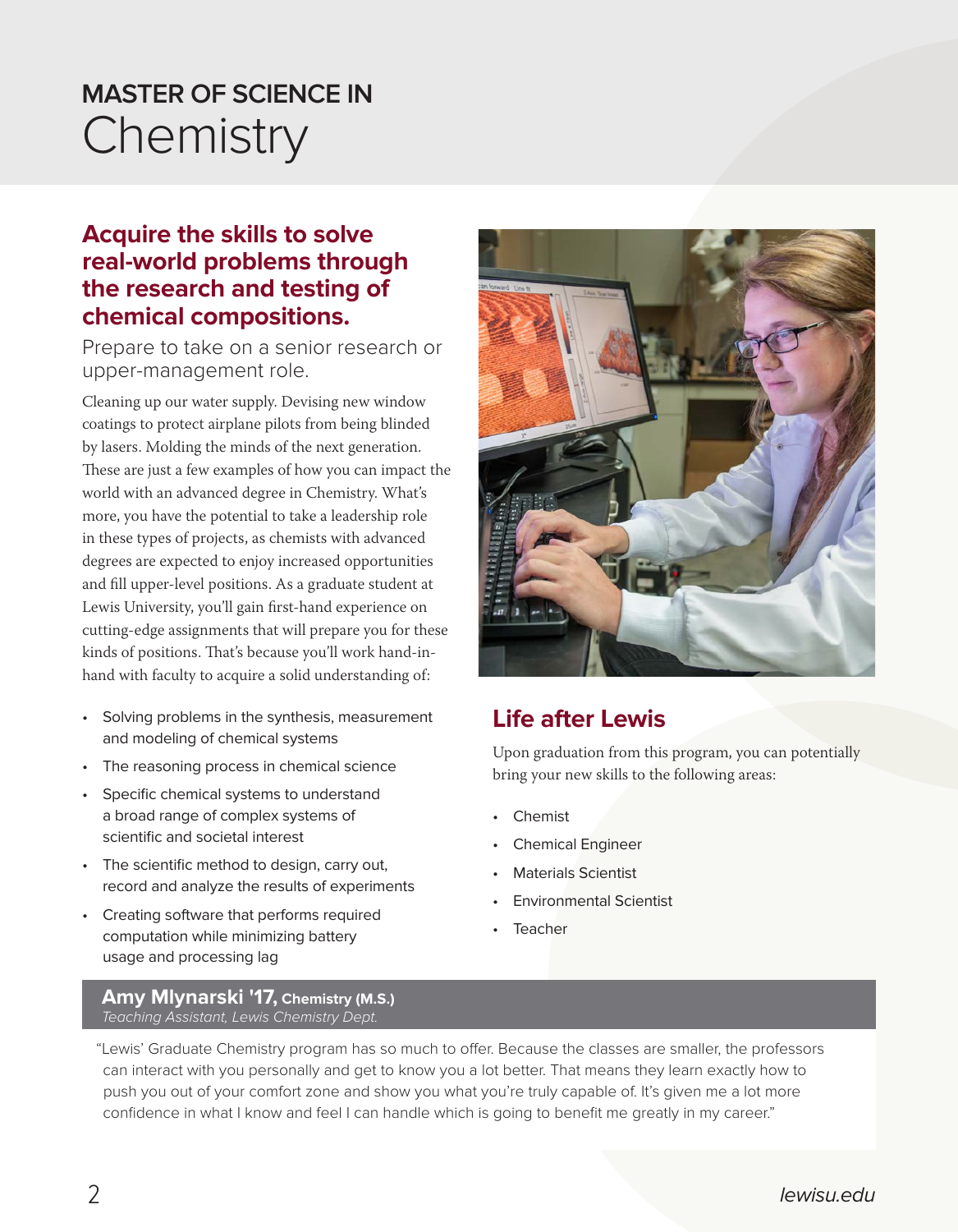# MASTER OF SCIENCE IN Chemistry

## Acquire the skills to solve real-world problems through the research and testing of chemical compositions.

Prepare to take on a senior research or upper-management role.

Cleaning up our water supply. Devising new window coatings to protect airplane pilots from being blinded by lasers. Molding the minds of the next generation. These are just a few examples of how you can impact the world with an advanced degree in Chemistry. What's more, you have the potential to take a leadership role in these types of projects, as chemists with advanced degrees are expected to enjoy increased opportunities and fill upper-level positions. As a graduate student at Lewis University, you'll gain first-hand experience on cutting-edge assignments that will prepare you for these kinds of positions. That's because you'll work hand-in-hand with faculty to acquire a solid understanding of:

- Solving problems in the synthesis, measurement and modeling of chemical systems
- The reasoning process in chemical science
- Specific chemical systems to understand a broad range of complex systems of scientific and societal interest
- The scientific method to design, carry out, record and analyze the results of experiments
- Creating software that performs required computation while minimizing battery usage and processing lag

## Life after Lewis

Upon graduation from this program, you can potentially bring your new skills to the following areas:

- Chemist
- Chemical Engineer
- Materials Scientist
- Environmental Scientist
- Teacher

**Amy Mlynarski '17, Chemistry (M.S.)**
*Teaching Assistant, Lewis Chemistry Dept.*

"Lewis' Graduate Chemistry program has so much to offer. Because the classes are smaller, the professors can interact with you personally and get to know you a lot better. That means they learn exactly how to push you out of your comfort zone and show you what you're truly capable of. It's given me a lot more confidence in what I know and feel I can handle which is going to benefit me greatly in my career."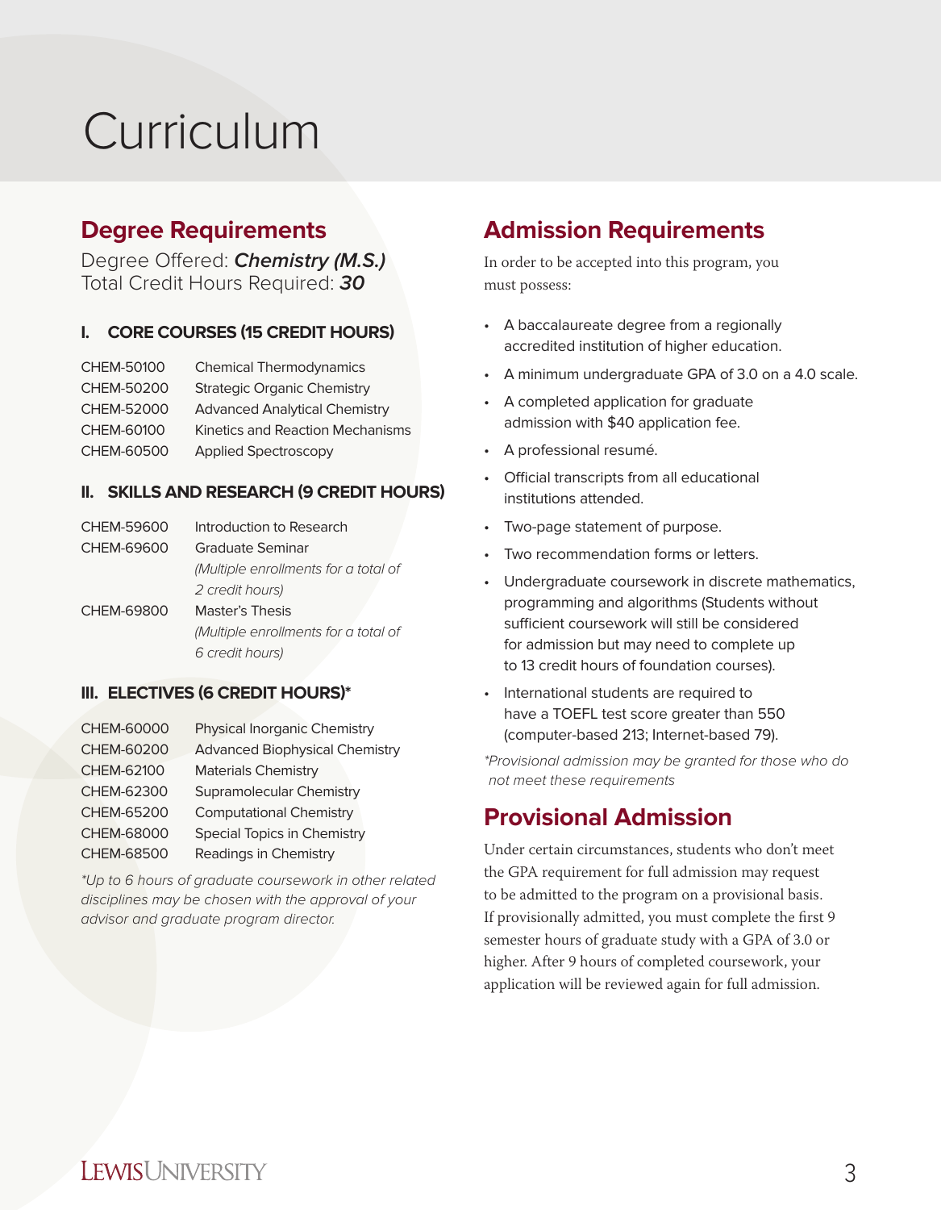# Curriculum

## Degree Requirements

Degree Offered: ***Chemistry (M.S.)***
Total Credit Hours Required: ***30***

### I. CORE COURSES (15 CREDIT HOURS)

| | |
|---|---|
| CHEM-50100 | Chemical Thermodynamics |
| CHEM-50200 | Strategic Organic Chemistry |
| CHEM-52000 | Advanced Analytical Chemistry |
| CHEM-60100 | Kinetics and Reaction Mechanisms |
| CHEM-60500 | Applied Spectroscopy |

### II. SKILLS AND RESEARCH (9 CREDIT HOURS)

| | |
|---|---|
| CHEM-59600 | Introduction to Research |
| CHEM-69600 | Graduate Seminar *(Multiple enrollments for a total of 2 credit hours)* |
| CHEM-69800 | Master's Thesis *(Multiple enrollments for a total of 6 credit hours)* |

### III. ELECTIVES (6 CREDIT HOURS)*

| | |
|---|---|
| CHEM-60000 | Physical Inorganic Chemistry |
| CHEM-60200 | Advanced Biophysical Chemistry |
| CHEM-62100 | Materials Chemistry |
| CHEM-62300 | Supramolecular Chemistry |
| CHEM-65200 | Computational Chemistry |
| CHEM-68000 | Special Topics in Chemistry |
| CHEM-68500 | Readings in Chemistry |

*\*Up to 6 hours of graduate coursework in other related disciplines may be chosen with the approval of your advisor and graduate program director.*

## Admission Requirements

In order to be accepted into this program, you must possess:

- A baccalaureate degree from a regionally accredited institution of higher education.
- A minimum undergraduate GPA of 3.0 on a 4.0 scale.
- A completed application for graduate admission with $40 application fee.
- A professional resumé.
- Official transcripts from all educational institutions attended.
- Two-page statement of purpose.
- Two recommendation forms or letters.
- Undergraduate coursework in discrete mathematics, programming and algorithms (Students without sufficient coursework will still be considered for admission but may need to complete up to 13 credit hours of foundation courses).
- International students are required to have a TOEFL test score greater than 550 (computer-based 213; Internet-based 79).

*\*Provisional admission may be granted for those who do not meet these requirements*

## Provisional Admission

Under certain circumstances, students who don't meet the GPA requirement for full admission may request to be admitted to the program on a provisional basis. If provisionally admitted, you must complete the first 9 semester hours of graduate study with a GPA of 3.0 or higher. After 9 hours of completed coursework, your application will be reviewed again for full admission.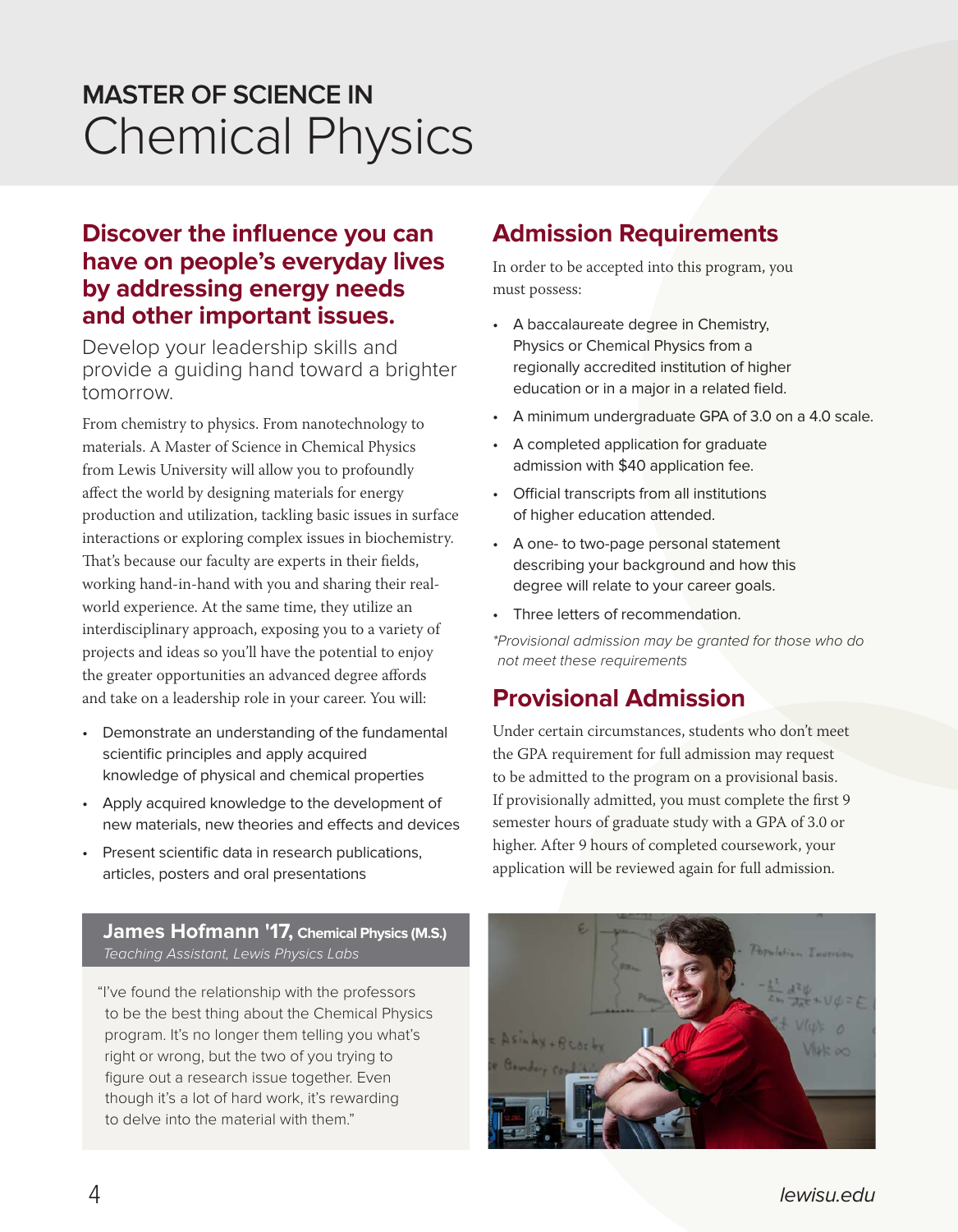# MASTER OF SCIENCE IN Chemical Physics

## Discover the influence you can have on people's everyday lives by addressing energy needs and other important issues.

Develop your leadership skills and provide a guiding hand toward a brighter tomorrow.

From chemistry to physics. From nanotechnology to materials. A Master of Science in Chemical Physics from Lewis University will allow you to profoundly affect the world by designing materials for energy production and utilization, tackling basic issues in surface interactions or exploring complex issues in biochemistry. That's because our faculty are experts in their fields, working hand-in-hand with you and sharing their real-world experience. At the same time, they utilize an interdisciplinary approach, exposing you to a variety of projects and ideas so you'll have the potential to enjoy the greater opportunities an advanced degree affords and take on a leadership role in your career. You will:

- Demonstrate an understanding of the fundamental scientific principles and apply acquired knowledge of physical and chemical properties
- Apply acquired knowledge to the development of new materials, new theories and effects and devices
- Present scientific data in research publications, articles, posters and oral presentations

**James Hofmann '17, Chemical Physics (M.S.)**
*Teaching Assistant, Lewis Physics Labs*

"I've found the relationship with the professors to be the best thing about the Chemical Physics program. It's no longer them telling you what's right or wrong, but the two of you trying to figure out a research issue together. Even though it's a lot of hard work, it's rewarding to delve into the material with them."

## Admission Requirements

In order to be accepted into this program, you must possess:

- A baccalaureate degree in Chemistry, Physics or Chemical Physics from a regionally accredited institution of higher education or in a major in a related field.
- A minimum undergraduate GPA of 3.0 on a 4.0 scale.
- A completed application for graduate admission with $40 application fee.
- Official transcripts from all institutions of higher education attended.
- A one- to two-page personal statement describing your background and how this degree will relate to your career goals.
- Three letters of recommendation.

*\*Provisional admission may be granted for those who do not meet these requirements*

## Provisional Admission

Under certain circumstances, students who don't meet the GPA requirement for full admission may request to be admitted to the program on a provisional basis. If provisionally admitted, you must complete the first 9 semester hours of graduate study with a GPA of 3.0 or higher. After 9 hours of completed coursework, your application will be reviewed again for full admission.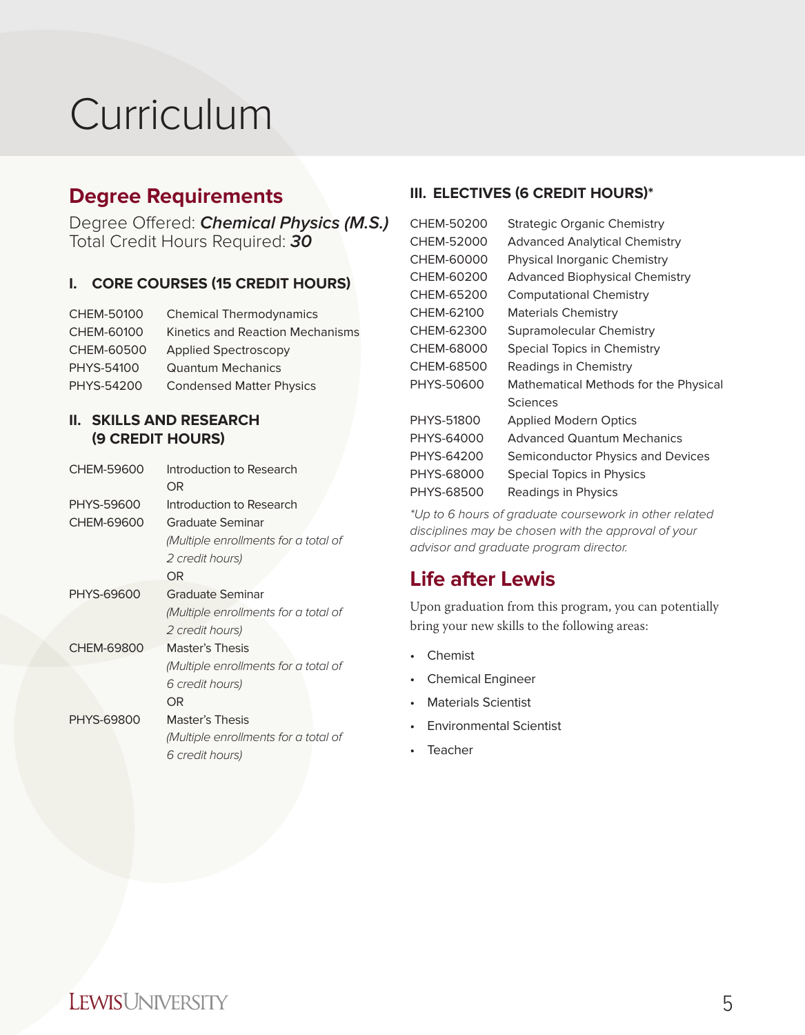# Curriculum

## Degree Requirements

Degree Offered: ***Chemical Physics (M.S.)***
Total Credit Hours Required: ***30***

### I. CORE COURSES (15 CREDIT HOURS)

| | |
|---|---|
| CHEM-50100 | Chemical Thermodynamics |
| CHEM-60100 | Kinetics and Reaction Mechanisms |
| CHEM-60500 | Applied Spectroscopy |
| PHYS-54100 | Quantum Mechanics |
| PHYS-54200 | Condensed Matter Physics |

### II. SKILLS AND RESEARCH (9 CREDIT HOURS)

| | |
|---|---|
| CHEM-59600 | Introduction to Research<br>OR |
| PHYS-59600 | Introduction to Research |
| CHEM-69600 | Graduate Seminar<br>*(Multiple enrollments for a total of 2 credit hours)*<br>OR |
| PHYS-69600 | Graduate Seminar<br>*(Multiple enrollments for a total of 2 credit hours)* |
| CHEM-69800 | Master's Thesis<br>*(Multiple enrollments for a total of 6 credit hours)*<br>OR |
| PHYS-69800 | Master's Thesis<br>*(Multiple enrollments for a total of 6 credit hours)* |

### III. ELECTIVES (6 CREDIT HOURS)*

| | |
|---|---|
| CHEM-50200 | Strategic Organic Chemistry |
| CHEM-52000 | Advanced Analytical Chemistry |
| CHEM-60000 | Physical Inorganic Chemistry |
| CHEM-60200 | Advanced Biophysical Chemistry |
| CHEM-65200 | Computational Chemistry |
| CHEM-62100 | Materials Chemistry |
| CHEM-62300 | Supramolecular Chemistry |
| CHEM-68000 | Special Topics in Chemistry |
| CHEM-68500 | Readings in Chemistry |
| PHYS-50600 | Mathematical Methods for the Physical Sciences |
| PHYS-51800 | Applied Modern Optics |
| PHYS-64000 | Advanced Quantum Mechanics |
| PHYS-64200 | Semiconductor Physics and Devices |
| PHYS-68000 | Special Topics in Physics |
| PHYS-68500 | Readings in Physics |

*\*Up to 6 hours of graduate coursework in other related disciplines may be chosen with the approval of your advisor and graduate program director.*

## Life after Lewis

Upon graduation from this program, you can potentially bring your new skills to the following areas:

- Chemist
- Chemical Engineer
- Materials Scientist
- Environmental Scientist
- Teacher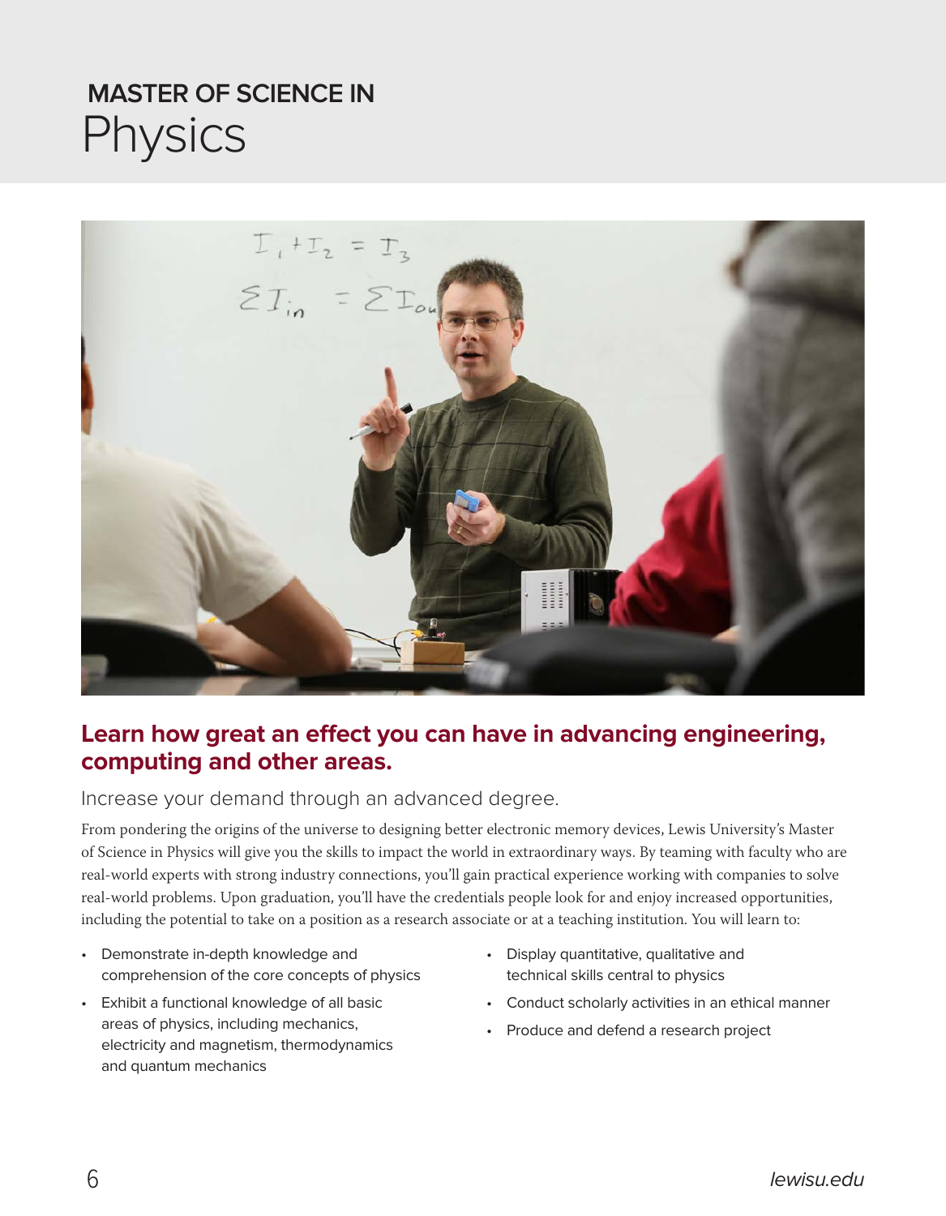# MASTER OF SCIENCE IN Physics

## Learn how great an effect you can have in advancing engineering, computing and other areas.

### Increase your demand through an advanced degree.

From pondering the origins of the universe to designing better electronic memory devices, Lewis University's Master of Science in Physics will give you the skills to impact the world in extraordinary ways. By teaming with faculty who are real-world experts with strong industry connections, you'll gain practical experience working with companies to solve real-world problems. Upon graduation, you'll have the credentials people look for and enjoy increased opportunities, including the potential to take on a position as a research associate or at a teaching institution. You will learn to:

- Demonstrate in-depth knowledge and comprehension of the core concepts of physics
- Exhibit a functional knowledge of all basic areas of physics, including mechanics, electricity and magnetism, thermodynamics and quantum mechanics
- Display quantitative, qualitative and technical skills central to physics
- Conduct scholarly activities in an ethical manner
- Produce and defend a research project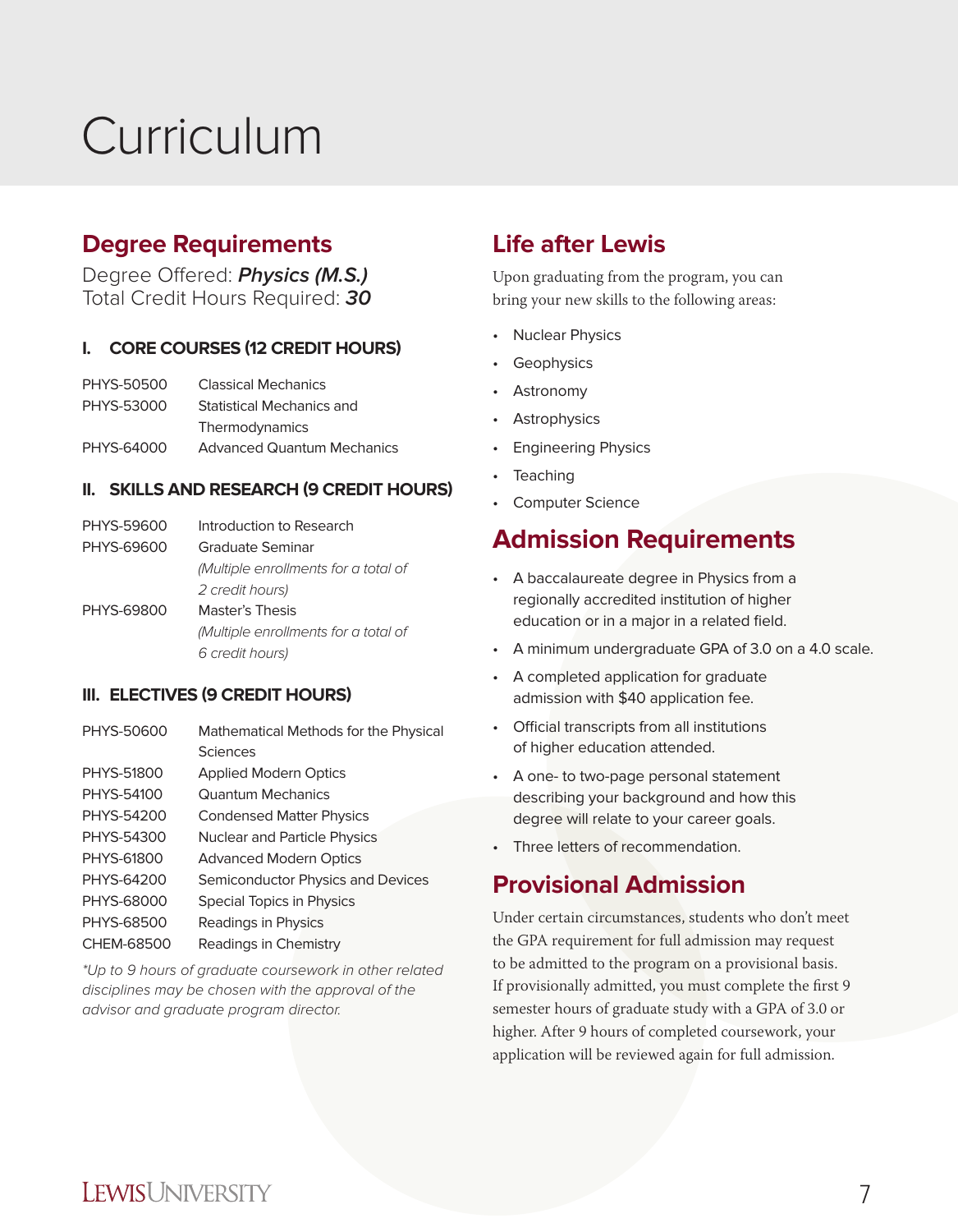# Curriculum

## Degree Requirements

Degree Offered: ***Physics (M.S.)***
Total Credit Hours Required: ***30***

### I. CORE COURSES (12 CREDIT HOURS)

| | |
|---|---|
| PHYS-50500 | Classical Mechanics |
| PHYS-53000 | Statistical Mechanics and Thermodynamics |
| PHYS-64000 | Advanced Quantum Mechanics |

### II. SKILLS AND RESEARCH (9 CREDIT HOURS)

| | |
|---|---|
| PHYS-59600 | Introduction to Research |
| PHYS-69600 | Graduate Seminar *(Multiple enrollments for a total of 2 credit hours)* |
| PHYS-69800 | Master's Thesis *(Multiple enrollments for a total of 6 credit hours)* |

### III. ELECTIVES (9 CREDIT HOURS)

| | |
|---|---|
| PHYS-50600 | Mathematical Methods for the Physical Sciences |
| PHYS-51800 | Applied Modern Optics |
| PHYS-54100 | Quantum Mechanics |
| PHYS-54200 | Condensed Matter Physics |
| PHYS-54300 | Nuclear and Particle Physics |
| PHYS-61800 | Advanced Modern Optics |
| PHYS-64200 | Semiconductor Physics and Devices |
| PHYS-68000 | Special Topics in Physics |
| PHYS-68500 | Readings in Physics |
| CHEM-68500 | Readings in Chemistry |

*\*Up to 9 hours of graduate coursework in other related disciplines may be chosen with the approval of the advisor and graduate program director.*

## Life after Lewis

Upon graduating from the program, you can bring your new skills to the following areas:

- Nuclear Physics
- Geophysics
- Astronomy
- Astrophysics
- Engineering Physics
- Teaching
- Computer Science

## Admission Requirements

- A baccalaureate degree in Physics from a regionally accredited institution of higher education or in a major in a related field.
- A minimum undergraduate GPA of 3.0 on a 4.0 scale.
- A completed application for graduate admission with $40 application fee.
- Official transcripts from all institutions of higher education attended.
- A one- to two-page personal statement describing your background and how this degree will relate to your career goals.
- Three letters of recommendation.

## Provisional Admission

Under certain circumstances, students who don't meet the GPA requirement for full admission may request to be admitted to the program on a provisional basis. If provisionally admitted, you must complete the first 9 semester hours of graduate study with a GPA of 3.0 or higher. After 9 hours of completed coursework, your application will be reviewed again for full admission.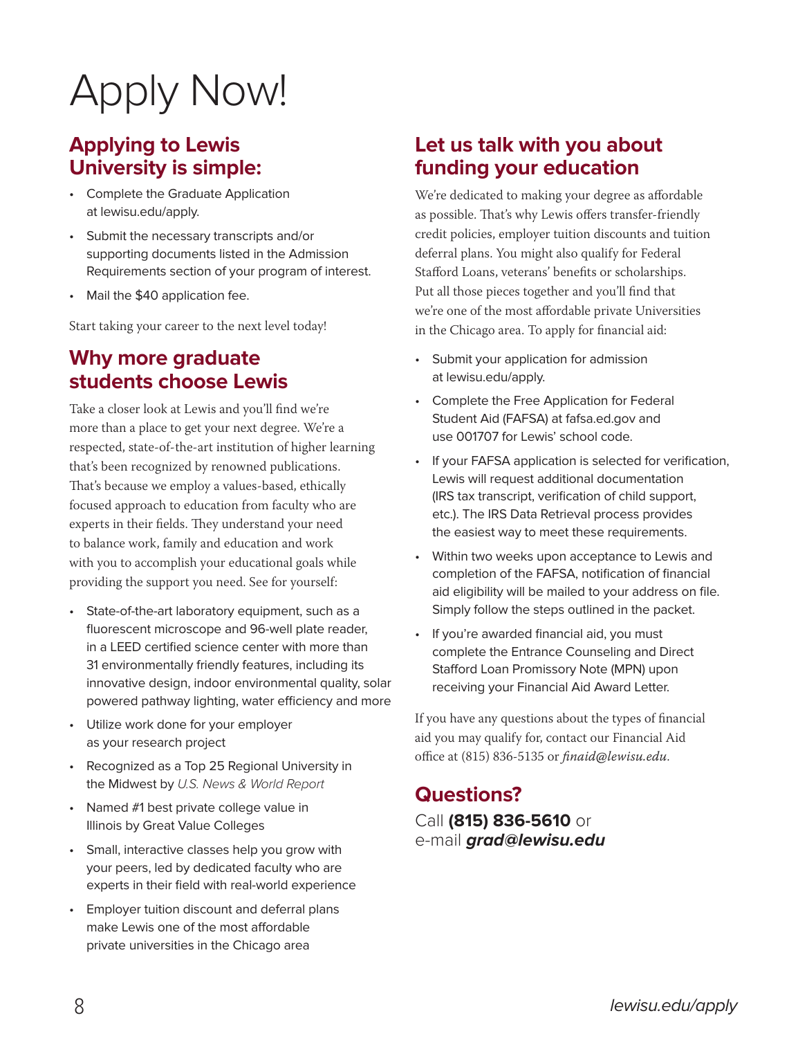# Apply Now!

## Applying to Lewis University is simple:

- Complete the Graduate Application at lewisu.edu/apply.
- Submit the necessary transcripts and/or supporting documents listed in the Admission Requirements section of your program of interest.
- Mail the $40 application fee.

Start taking your career to the next level today!

## Why more graduate students choose Lewis

Take a closer look at Lewis and you'll find we're more than a place to get your next degree. We're a respected, state-of-the-art institution of higher learning that's been recognized by renowned publications. That's because we employ a values-based, ethically focused approach to education from faculty who are experts in their fields. They understand your need to balance work, family and education and work with you to accomplish your educational goals while providing the support you need. See for yourself:

- State-of-the-art laboratory equipment, such as a fluorescent microscope and 96-well plate reader, in a LEED certified science center with more than 31 environmentally friendly features, including its innovative design, indoor environmental quality, solar powered pathway lighting, water efficiency and more
- Utilize work done for your employer as your research project
- Recognized as a Top 25 Regional University in the Midwest by *U.S. News & World Report*
- Named #1 best private college value in Illinois by Great Value Colleges
- Small, interactive classes help you grow with your peers, led by dedicated faculty who are experts in their field with real-world experience
- Employer tuition discount and deferral plans make Lewis one of the most affordable private universities in the Chicago area

## Let us talk with you about funding your education

We're dedicated to making your degree as affordable as possible. That's why Lewis offers transfer-friendly credit policies, employer tuition discounts and tuition deferral plans. You might also qualify for Federal Stafford Loans, veterans' benefits or scholarships. Put all those pieces together and you'll find that we're one of the most affordable private Universities in the Chicago area. To apply for financial aid:

- Submit your application for admission at lewisu.edu/apply.
- Complete the Free Application for Federal Student Aid (FAFSA) at fafsa.ed.gov and use 001707 for Lewis' school code.
- If your FAFSA application is selected for verification, Lewis will request additional documentation (IRS tax transcript, verification of child support, etc.). The IRS Data Retrieval process provides the easiest way to meet these requirements.
- Within two weeks upon acceptance to Lewis and completion of the FAFSA, notification of financial aid eligibility will be mailed to your address on file. Simply follow the steps outlined in the packet.
- If you're awarded financial aid, you must complete the Entrance Counseling and Direct Stafford Loan Promissory Note (MPN) upon receiving your Financial Aid Award Letter.

If you have any questions about the types of financial aid you may qualify for, contact our Financial Aid office at (815) 836-5135 or *finaid@lewisu.edu*.

## Questions?

Call **(815) 836-5610** or e-mail ***grad@lewisu.edu***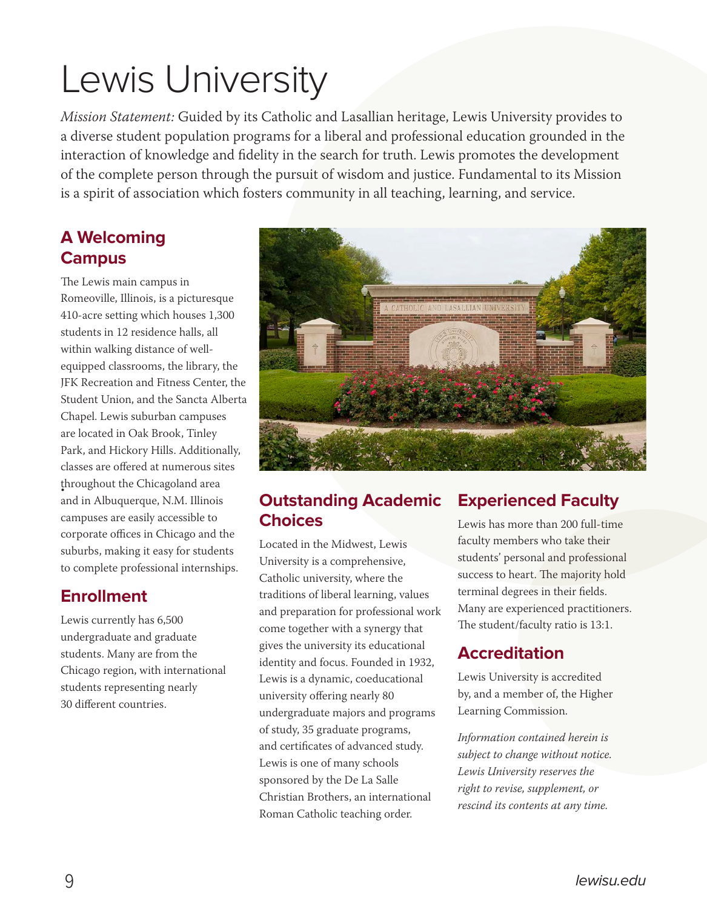# Lewis University

*Mission Statement:* Guided by its Catholic and Lasallian heritage, Lewis University provides to a diverse student population programs for a liberal and professional education grounded in the interaction of knowledge and fidelity in the search for truth. Lewis promotes the development of the complete person through the pursuit of wisdom and justice. Fundamental to its Mission is a spirit of association which fosters community in all teaching, learning, and service.

## A Welcoming Campus

The Lewis main campus in Romeoville, Illinois, is a picturesque 410-acre setting which houses 1,300 students in 12 residence halls, all within walking distance of well-equipped classrooms, the library, the JFK Recreation and Fitness Center, the Student Union, and the Sancta Alberta Chapel. Lewis suburban campuses are located in Oak Brook, Tinley Park, and Hickory Hills. Additionally, classes are offered at numerous sites throughout the Chicagoland area and in Albuquerque, N.M. Illinois campuses are easily accessible to corporate offices in Chicago and the suburbs, making it easy for students to complete professional internships.

## Enrollment

Lewis currently has 6,500 undergraduate and graduate students. Many are from the Chicago region, with international students representing nearly 30 different countries.

## Outstanding Academic Choices

Located in the Midwest, Lewis University is a comprehensive, Catholic university, where the traditions of liberal learning, values and preparation for professional work come together with a synergy that gives the university its educational identity and focus. Founded in 1932, Lewis is a dynamic, coeducational university offering nearly 80 undergraduate majors and programs of study, 35 graduate programs, and certificates of advanced study. Lewis is one of many schools sponsored by the De La Salle Christian Brothers, an international Roman Catholic teaching order.

## Experienced Faculty

Lewis has more than 200 full-time faculty members who take their students' personal and professional success to heart. The majority hold terminal degrees in their fields. Many are experienced practitioners. The student/faculty ratio is 13:1.

## Accreditation

Lewis University is accredited by, and a member of, the Higher Learning Commission.

*Information contained herein is subject to change without notice. Lewis University reserves the right to revise, supplement, or rescind its contents at any time.*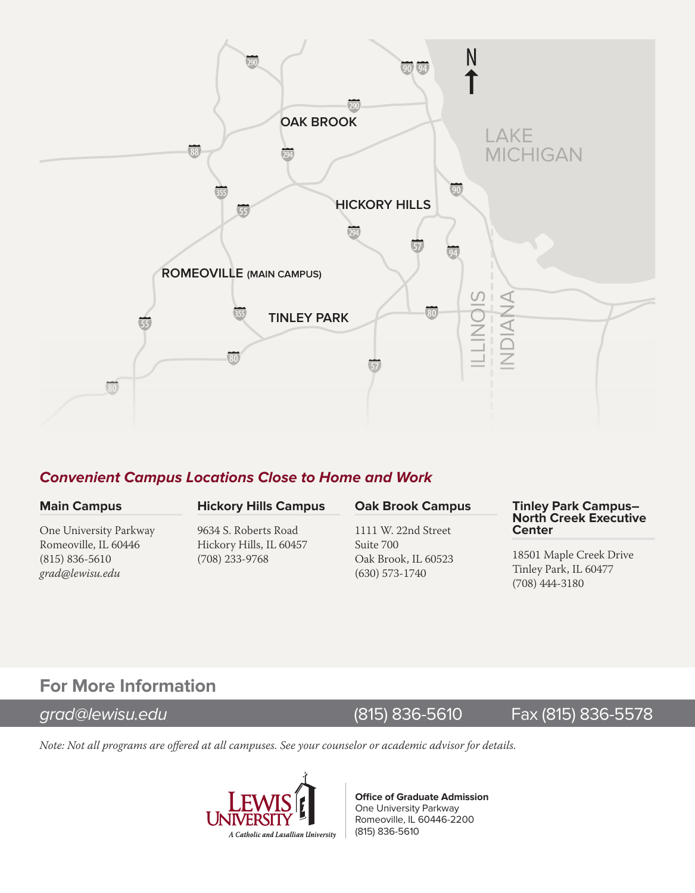OAK BROOK

HICKORY HILLS

ROMEOVILLE (MAIN CAMPUS)

TINLEY PARK

LAKE MICHIGAN

ILLINOIS

INDIANA

N

290 90 94 290 88 294 355 55 90 294 57 94 355 80 55 80 57 80

## Convenient Campus Locations Close to Home and Work

### Main Campus

One University Parkway
Romeoville, IL 60446
(815) 836-5610
*grad@lewisu.edu*

### Hickory Hills Campus

9634 S. Roberts Road
Hickory Hills, IL 60457
(708) 233-9768

### Oak Brook Campus

1111 W. 22nd Street
Suite 700
Oak Brook, IL 60523
(630) 573-1740

### Tinley Park Campus–North Creek Executive Center

18501 Maple Creek Drive
Tinley Park, 60477
(708) 444-3180

## For More Information

*grad@lewisu.edu* (815) 836-5610 Fax (815) 836-5578

*Note: Not all programs are offered at all campuses. See your counselor or academic advisor for details.*

Lewis University
*A Catholic and Lasallian University*

**Office of Graduate Admission**
One University Parkway
Romeoville, IL 60446-2200
(815) 836-5610